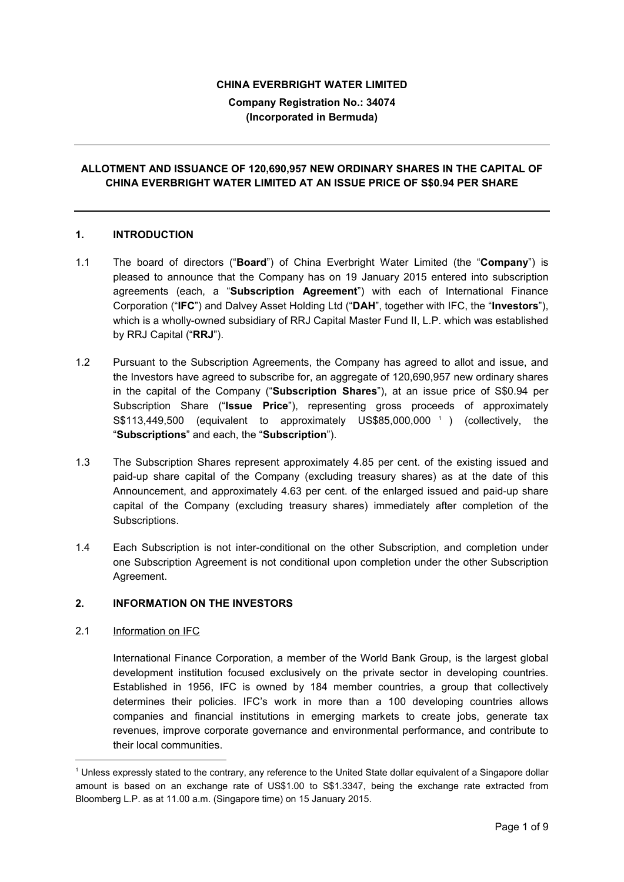**CHINA EVERBRIGHT WATER LIMITED**

**Company Registration No.: 34074**
**(Incorporated in Bermuda)**

---

**ALLOTMENT AND ISSUANCE OF 120,690,957 NEW ORDINARY SHARES IN THE CAPITAL OF CHINA EVERBRIGHT WATER LIMITED AT AN ISSUE PRICE OF S$0.94 PER SHARE**

---

## 1. INTRODUCTION

1.1 The board of directors ("**Board**") of China Everbright Water Limited (the "**Company**") is pleased to announce that the Company has on 19 January 2015 entered into subscription agreements (each, a "**Subscription Agreement**") with each of International Finance Corporation ("**IFC**") and Dalvey Asset Holding Ltd ("**DAH**", together with IFC, the "**Investors**"), which is a wholly-owned subsidiary of RRJ Capital Master Fund II, L.P. which was established by RRJ Capital ("**RRJ**").

1.2 Pursuant to the Subscription Agreements, the Company has agreed to allot and issue, and the Investors have agreed to subscribe for, an aggregate of 120,690,957 new ordinary shares in the capital of the Company ("**Subscription Shares**"), at an issue price of S$0.94 per Subscription Share ("**Issue Price**"), representing gross proceeds of approximately S$113,449,500 (equivalent to approximately US$85,000,000 [1]) (collectively, the "**Subscriptions**" and each, the "**Subscription**").

1.3 The Subscription Shares represent approximately 4.85 per cent. of the existing issued and paid-up share capital of the Company (excluding treasury shares) as at the date of this Announcement, and approximately 4.63 per cent. of the enlarged issued and paid-up share capital of the Company (excluding treasury shares) immediately after completion of the Subscriptions.

1.4 Each Subscription is not inter-conditional on the other Subscription, and completion under one Subscription Agreement is not conditional upon completion under the other Subscription Agreement.

## 2. INFORMATION ON THE INVESTORS

2.1 Information on IFC

International Finance Corporation, a member of the World Bank Group, is the largest global development institution focused exclusively on the private sector in developing countries. Established in 1956, IFC is owned by 184 member countries, a group that collectively determines their policies. IFC's work in more than a 100 developing countries allows companies and financial institutions in emerging markets to create jobs, generate tax revenues, improve corporate governance and environmental performance, and contribute to their local communities.

---

[1] Unless expressly stated to the contrary, any reference to the United State dollar equivalent of a Singapore dollar amount is based on an exchange rate of US$1.00 to S$1.3347, being the exchange rate extracted from Bloomberg L.P. as at 11.00 a.m. (Singapore time) on 15 January 2015.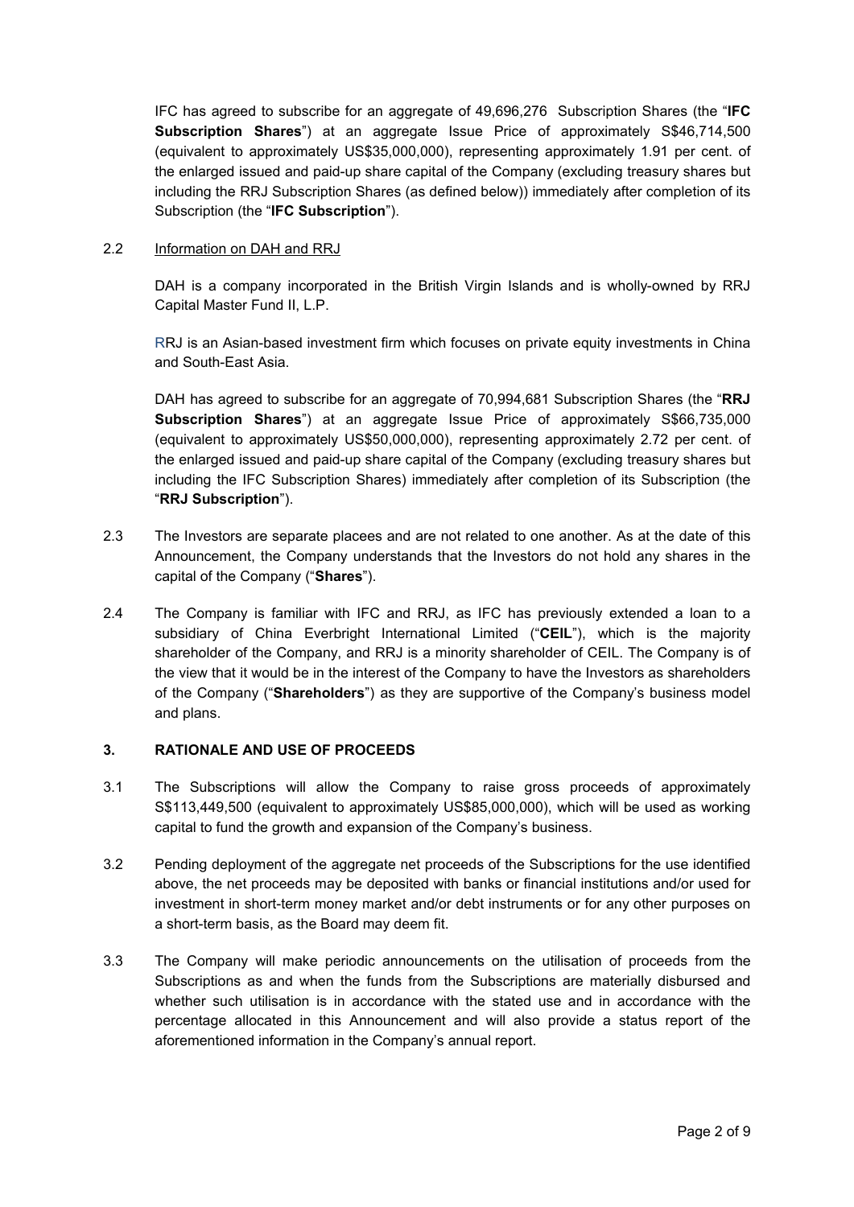IFC has agreed to subscribe for an aggregate of 49,696,276 Subscription Shares (the "**IFC Subscription Shares**") at an aggregate Issue Price of approximately S$46,714,500 (equivalent to approximately US$35,000,000), representing approximately 1.91 per cent. of the enlarged issued and paid-up share capital of the Company (excluding treasury shares but including the RRJ Subscription Shares (as defined below)) immediately after completion of its Subscription (the "**IFC Subscription**").

2.2 Information on DAH and RRJ

DAH is a company incorporated in the British Virgin Islands and is wholly-owned by RRJ Capital Master Fund II, L.P.

RRJ is an Asian-based investment firm which focuses on private equity investments in China and South-East Asia.

DAH has agreed to subscribe for an aggregate of 70,994,681 Subscription Shares (the "**RRJ Subscription Shares**") at an aggregate Issue Price of approximately S$66,735,000 (equivalent to approximately US$50,000,000), representing approximately 2.72 per cent. of the enlarged issued and paid-up share capital of the Company (excluding treasury shares but including the IFC Subscription Shares) immediately after completion of its Subscription (the "**RRJ Subscription**").

2.3 The Investors are separate placees and are not related to one another. As at the date of this Announcement, the Company understands that the Investors do not hold any shares in the capital of the Company ("**Shares**").

2.4 The Company is familiar with IFC and RRJ, as IFC has previously extended a loan to a subsidiary of China Everbright International Limited ("**CEIL**"), which is the majority shareholder of the Company, and RRJ is a minority shareholder of CEIL. The Company is of the view that it would be in the interest of the Company to have the Investors as shareholders of the Company ("**Shareholders**") as they are supportive of the Company's business model and plans.

## 3. RATIONALE AND USE OF PROCEEDS

3.1 The Subscriptions will allow the Company to raise gross proceeds of approximately S$113,449,500 (equivalent to approximately US$85,000,000), which will be used as working capital to fund the growth and expansion of the Company's business.

3.2 Pending deployment of the aggregate net proceeds of the Subscriptions for the use identified above, the net proceeds may be deposited with banks or financial institutions and/or used for investment in short-term money market and/or debt instruments or for any other purposes on a short-term basis, as the Board may deem fit.

3.3 The Company will make periodic announcements on the utilisation of proceeds from the Subscriptions as and when the funds from the Subscriptions are materially disbursed and whether such utilisation is in accordance with the stated use and in accordance with the percentage allocated in this Announcement and will also provide a status report of the aforementioned information in the Company's annual report.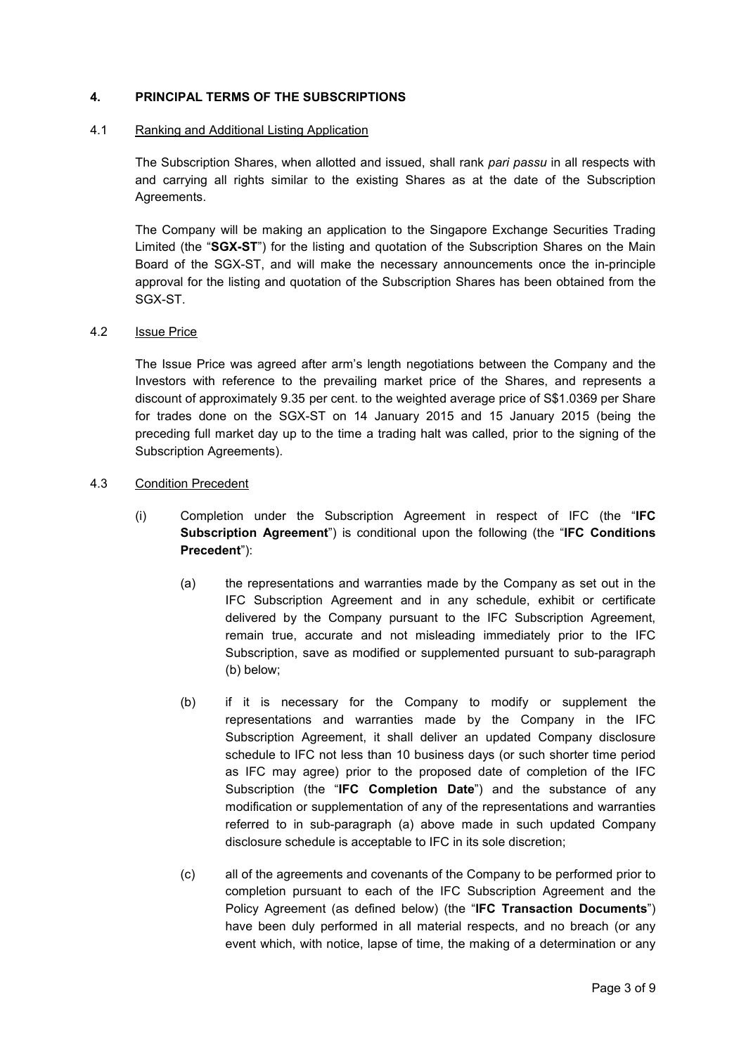## 4. PRINCIPAL TERMS OF THE SUBSCRIPTIONS

### 4.1 Ranking and Additional Listing Application

The Subscription Shares, when allotted and issued, shall rank *pari passu* in all respects with and carrying all rights similar to the existing Shares as at the date of the Subscription Agreements.

The Company will be making an application to the Singapore Exchange Securities Trading Limited (the "**SGX-ST**") for the listing and quotation of the Subscription Shares on the Main Board of the SGX-ST, and will make the necessary announcements once the in-principle approval for the listing and quotation of the Subscription Shares has been obtained from the SGX-ST.

### 4.2 Issue Price

The Issue Price was agreed after arm's length negotiations between the Company and the Investors with reference to the prevailing market price of the Shares, and represents a discount of approximately 9.35 per cent. to the weighted average price of S$1.0369 per Share for trades done on the SGX-ST on 14 January 2015 and 15 January 2015 (being the preceding full market day up to the time a trading halt was called, prior to the signing of the Subscription Agreements).

### 4.3 Condition Precedent

(i) Completion under the Subscription Agreement in respect of IFC (the "**IFC Subscription Agreement**") is conditional upon the following (the "**IFC Conditions Precedent**"):

(a) the representations and warranties made by the Company as set out in the IFC Subscription Agreement and in any schedule, exhibit or certificate delivered by the Company pursuant to the IFC Subscription Agreement, remain true, accurate and not misleading immediately prior to the IFC Subscription, save as modified or supplemented pursuant to sub-paragraph (b) below;

(b) if it is necessary for the Company to modify or supplement the representations and warranties made by the Company in the IFC Subscription Agreement, it shall deliver an updated Company disclosure schedule to IFC not less than 10 business days (or such shorter time period as IFC may agree) prior to the proposed date of completion of the IFC Subscription (the "**IFC Completion Date**") and the substance of any modification or supplementation of any of the representations and warranties referred to in sub-paragraph (a) above made in such updated Company disclosure schedule is acceptable to IFC in its sole discretion;

(c) all of the agreements and covenants of the Company to be performed prior to completion pursuant to each of the IFC Subscription Agreement and the Policy Agreement (as defined below) (the "**IFC Transaction Documents**") have been duly performed in all material respects, and no breach (or any event which, with notice, lapse of time, the making of a determination or any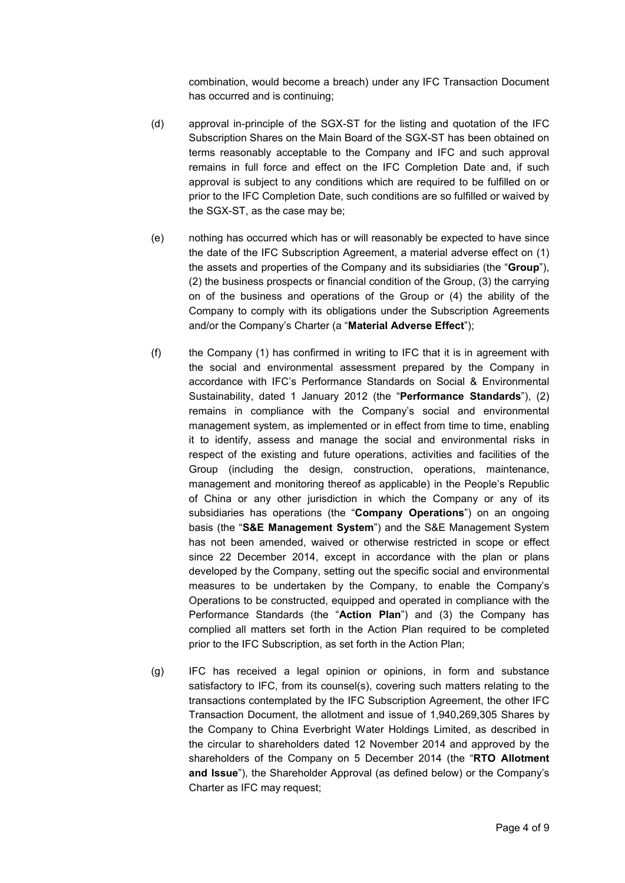combination, would become a breach) under any IFC Transaction Document has occurred and is continuing;

(d) approval in-principle of the SGX-ST for the listing and quotation of the IFC Subscription Shares on the Main Board of the SGX-ST has been obtained on terms reasonably acceptable to the Company and IFC and such approval remains in full force and effect on the IFC Completion Date and, if such approval is subject to any conditions which are required to be fulfilled on or prior to the IFC Completion Date, such conditions are so fulfilled or waived by the SGX-ST, as the case may be;

(e) nothing has occurred which has or will reasonably be expected to have since the date of the IFC Subscription Agreement, a material adverse effect on (1) the assets and properties of the Company and its subsidiaries (the "**Group**"), (2) the business prospects or financial condition of the Group, (3) the carrying on of the business and operations of the Group or (4) the ability of the Company to comply with its obligations under the Subscription Agreements and/or the Company's Charter (a "**Material Adverse Effect**");

(f) the Company (1) has confirmed in writing to IFC that it is in agreement with the social and environmental assessment prepared by the Company in accordance with IFC's Performance Standards on Social & Environmental Sustainability, dated 1 January 2012 (the "**Performance Standards**"), (2) remains in compliance with the Company's social and environmental management system, as implemented or in effect from time to time, enabling it to identify, assess and manage the social and environmental risks in respect of the existing and future operations, activities and facilities of the Group (including the design, construction, operations, maintenance, management and monitoring thereof as applicable) in the People's Republic of China or any other jurisdiction in which the Company or any of its subsidiaries has operations (the "**Company Operations**") on an ongoing basis (the "**S&E Management System**") and the S&E Management System has not been amended, waived or otherwise restricted in scope or effect since 22 December 2014, except in accordance with the plan or plans developed by the Company, setting out the specific social and environmental measures to be undertaken by the Company, to enable the Company's Operations to be constructed, equipped and operated in compliance with the Performance Standards (the "**Action Plan**") and (3) the Company has complied all matters set forth in the Action Plan required to be completed prior to the IFC Subscription, as set forth in the Action Plan;

(g) IFC has received a legal opinion or opinions, in form and substance satisfactory to IFC, from its counsel(s), covering such matters relating to the transactions contemplated by the IFC Subscription Agreement, the other IFC Transaction Document, the allotment and issue of 1,940,269,305 Shares by the Company to China Everbright Water Holdings Limited, as described in the circular to shareholders dated 12 November 2014 and approved by the shareholders of the Company on 5 December 2014 (the "**RTO Allotment and Issue**"), the Shareholder Approval (as defined below) or the Company's Charter as IFC may request;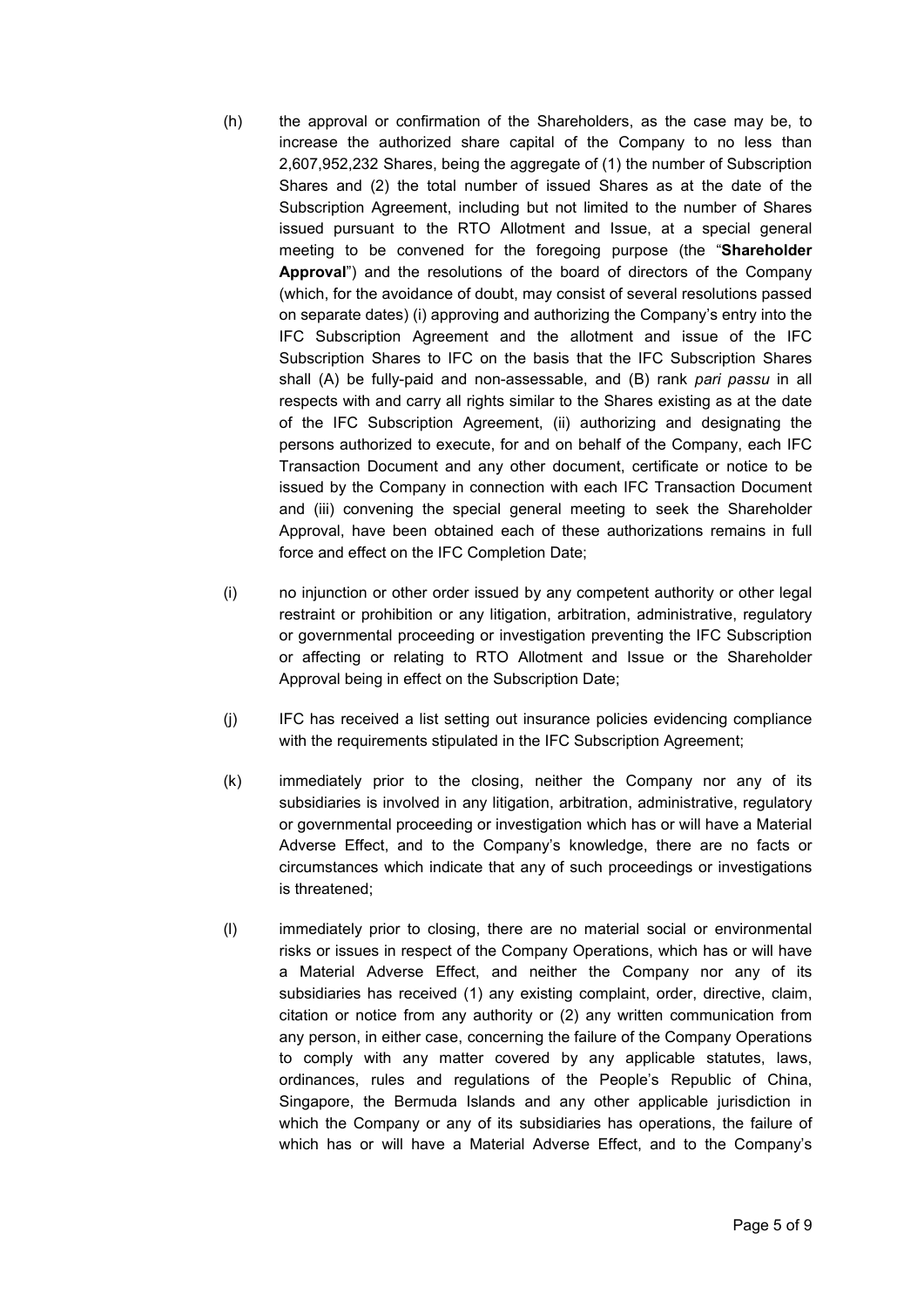(h) the approval or confirmation of the Shareholders, as the case may be, to increase the authorized share capital of the Company to no less than 2,607,952,232 Shares, being the aggregate of (1) the number of Subscription Shares and (2) the total number of issued Shares as at the date of the Subscription Agreement, including but not limited to the number of Shares issued pursuant to the RTO Allotment and Issue, at a special general meeting to be convened for the foregoing purpose (the "**Shareholder Approval**") and the resolutions of the board of directors of the Company (which, for the avoidance of doubt, may consist of several resolutions passed on separate dates) (i) approving and authorizing the Company's entry into the IFC Subscription Agreement and the allotment and issue of the IFC Subscription Shares to IFC on the basis that the IFC Subscription Shares shall (A) be fully-paid and non-assessable, and (B) rank *pari passu* in all respects with and carry all rights similar to the Shares existing as at the date of the IFC Subscription Agreement, (ii) authorizing and designating the persons authorized to execute, for and on behalf of the Company, each IFC Transaction Document and any other document, certificate or notice to be issued by the Company in connection with each IFC Transaction Document and (iii) convening the special general meeting to seek the Shareholder Approval, have been obtained each of these authorizations remains in full force and effect on the IFC Completion Date;

(i) no injunction or other order issued by any competent authority or other legal restraint or prohibition or any litigation, arbitration, administrative, regulatory or governmental proceeding or investigation preventing the IFC Subscription or affecting or relating to RTO Allotment and Issue or the Shareholder Approval being in effect on the Subscription Date;

(j) IFC has received a list setting out insurance policies evidencing compliance with the requirements stipulated in the IFC Subscription Agreement;

(k) immediately prior to the closing, neither the Company nor any of its subsidiaries is involved in any litigation, arbitration, administrative, regulatory or governmental proceeding or investigation which has or will have a Material Adverse Effect, and to the Company's knowledge, there are no facts or circumstances which indicate that any of such proceedings or investigations is threatened;

(l) immediately prior to closing, there are no material social or environmental risks or issues in respect of the Company Operations, which has or will have a Material Adverse Effect, and neither the Company nor any of its subsidiaries has received (1) any existing complaint, order, directive, claim, citation or notice from any authority or (2) any written communication from any person, in either case, concerning the failure of the Company Operations to comply with any matter covered by any applicable statutes, laws, ordinances, rules and regulations of the People's Republic of China, Singapore, the Bermuda Islands and any other applicable jurisdiction in which the Company or any of its subsidiaries has operations, the failure of which has or will have a Material Adverse Effect, and to the Company's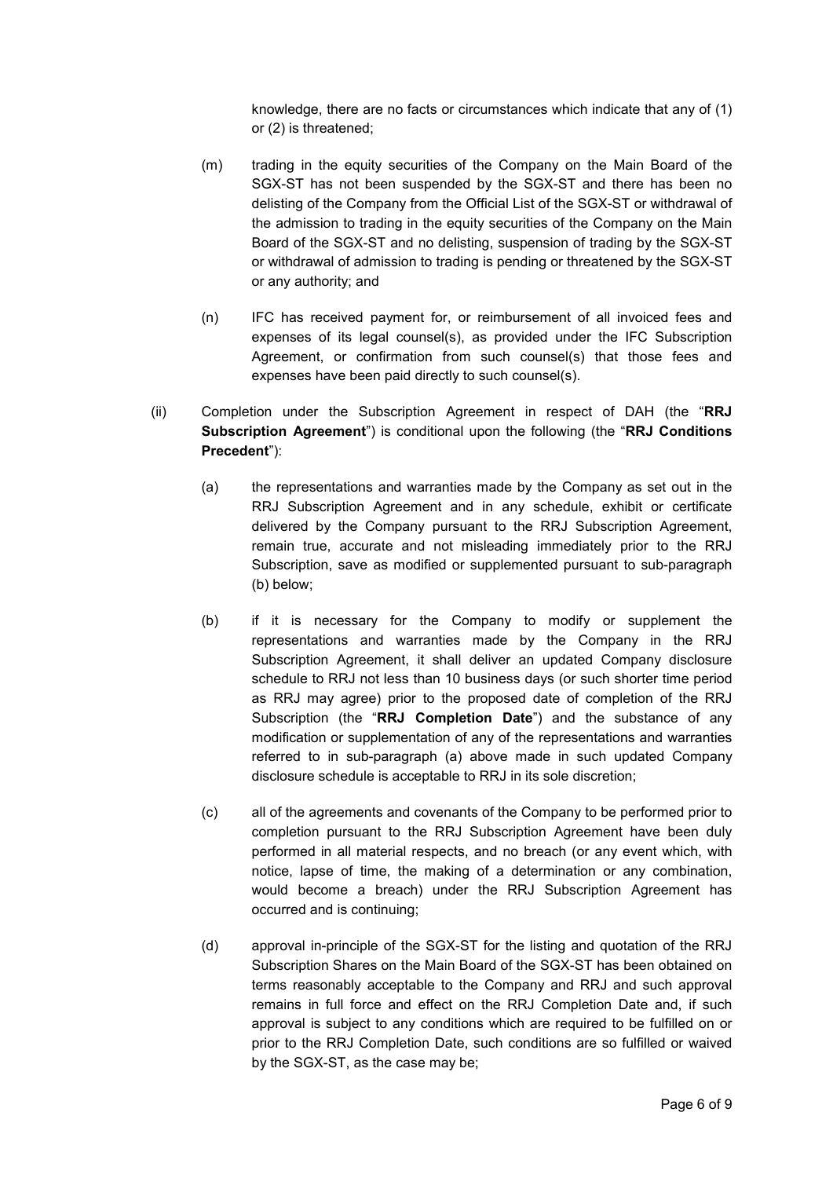knowledge, there are no facts or circumstances which indicate that any of (1) or (2) is threatened;

(m) trading in the equity securities of the Company on the Main Board of the SGX-ST has not been suspended by the SGX-ST and there has been no delisting of the Company from the Official List of the SGX-ST or withdrawal of the admission to trading in the equity securities of the Company on the Main Board of the SGX-ST and no delisting, suspension of trading by the SGX-ST or withdrawal of admission to trading is pending or threatened by the SGX-ST or any authority; and

(n) IFC has received payment for, or reimbursement of all invoiced fees and expenses of its legal counsel(s), as provided under the IFC Subscription Agreement, or confirmation from such counsel(s) that those fees and expenses have been paid directly to such counsel(s).

(ii) Completion under the Subscription Agreement in respect of DAH (the "**RRJ Subscription Agreement**") is conditional upon the following (the "**RRJ Conditions Precedent**"):

(a) the representations and warranties made by the Company as set out in the RRJ Subscription Agreement and in any schedule, exhibit or certificate delivered by the Company pursuant to the RRJ Subscription Agreement, remain true, accurate and not misleading immediately prior to the RRJ Subscription, save as modified or supplemented pursuant to sub-paragraph (b) below;

(b) if it is necessary for the Company to modify or supplement the representations and warranties made by the Company in the RRJ Subscription Agreement, it shall deliver an updated Company disclosure schedule to RRJ not less than 10 business days (or such shorter time period as RRJ may agree) prior to the proposed date of completion of the RRJ Subscription (the "**RRJ Completion Date**") and the substance of any modification or supplementation of any of the representations and warranties referred to in sub-paragraph (a) above made in such updated Company disclosure schedule is acceptable to RRJ in its sole discretion;

(c) all of the agreements and covenants of the Company to be performed prior to completion pursuant to the RRJ Subscription Agreement have been duly performed in all material respects, and no breach (or any event which, with notice, lapse of time, the making of a determination or any combination, would become a breach) under the RRJ Subscription Agreement has occurred and is continuing;

(d) approval in-principle of the SGX-ST for the listing and quotation of the RRJ Subscription Shares on the Main Board of the SGX-ST has been obtained on terms reasonably acceptable to the Company and RRJ and such approval remains in full force and effect on the RRJ Completion Date and, if such approval is subject to any conditions which are required to be fulfilled on or prior to the RRJ Completion Date, such conditions are so fulfilled or waived by the SGX-ST, as the case may be;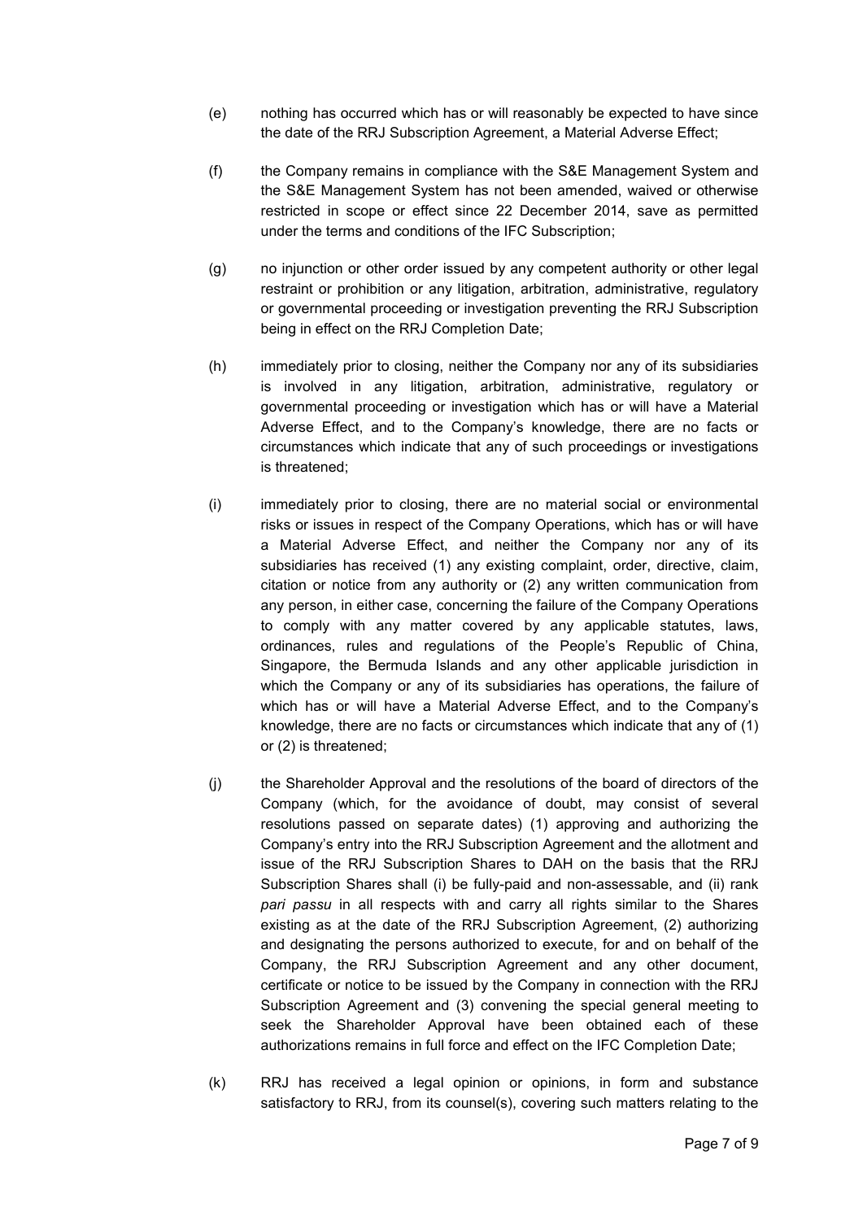(e) nothing has occurred which has or will reasonably be expected to have since the date of the RRJ Subscription Agreement, a Material Adverse Effect;

(f) the Company remains in compliance with the S&E Management System and the S&E Management System has not been amended, waived or otherwise restricted in scope or effect since 22 December 2014, save as permitted under the terms and conditions of the IFC Subscription;

(g) no injunction or other order issued by any competent authority or other legal restraint or prohibition or any litigation, arbitration, administrative, regulatory or governmental proceeding or investigation preventing the RRJ Subscription being in effect on the RRJ Completion Date;

(h) immediately prior to closing, neither the Company nor any of its subsidiaries is involved in any litigation, arbitration, administrative, regulatory or governmental proceeding or investigation which has or will have a Material Adverse Effect, and to the Company's knowledge, there are no facts or circumstances which indicate that any of such proceedings or investigations is threatened;

(i) immediately prior to closing, there are no material social or environmental risks or issues in respect of the Company Operations, which has or will have a Material Adverse Effect, and neither the Company nor any of its subsidiaries has received (1) any existing complaint, order, directive, claim, citation or notice from any authority or (2) any written communication from any person, in either case, concerning the failure of the Company Operations to comply with any matter covered by any applicable statutes, laws, ordinances, rules and regulations of the People's Republic of China, Singapore, the Bermuda Islands and any other applicable jurisdiction in which the Company or any of its subsidiaries has operations, the failure of which has or will have a Material Adverse Effect, and to the Company's knowledge, there are no facts or circumstances which indicate that any of (1) or (2) is threatened;

(j) the Shareholder Approval and the resolutions of the board of directors of the Company (which, for the avoidance of doubt, may consist of several resolutions passed on separate dates) (1) approving and authorizing the Company's entry into the RRJ Subscription Agreement and the allotment and issue of the RRJ Subscription Shares to DAH on the basis that the RRJ Subscription Shares shall (i) be fully-paid and non-assessable, and (ii) rank *pari passu* in all respects with and carry all rights similar to the Shares existing as at the date of the RRJ Subscription Agreement, (2) authorizing and designating the persons authorized to execute, for and on behalf of the Company, the RRJ Subscription Agreement and any other document, certificate or notice to be issued by the Company in connection with the RRJ Subscription Agreement and (3) convening the special general meeting to seek the Shareholder Approval have been obtained each of these authorizations remains in full force and effect on the IFC Completion Date;

(k) RRJ has received a legal opinion or opinions, in form and substance satisfactory to RRJ, from its counsel(s), covering such matters relating to the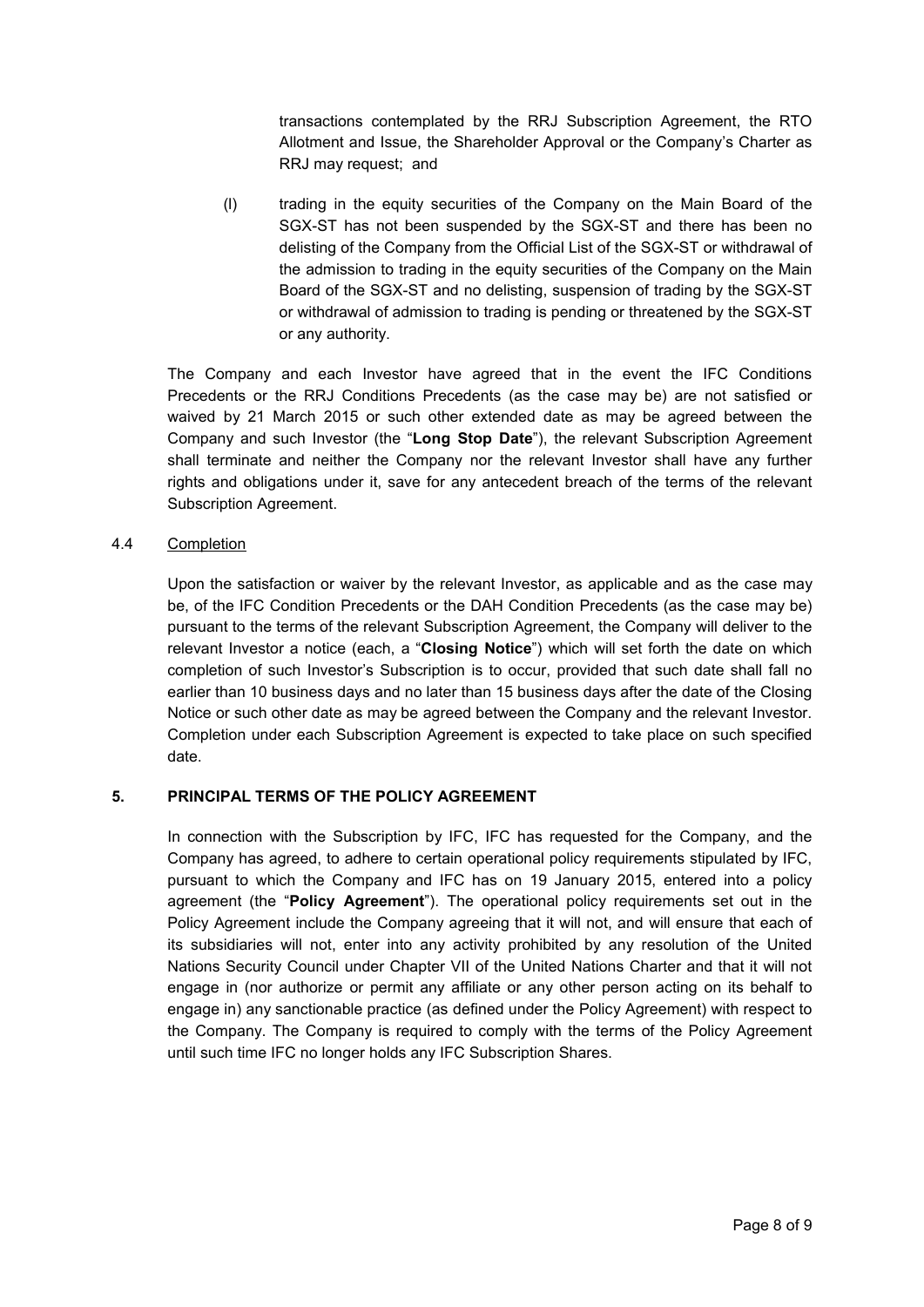transactions contemplated by the RRJ Subscription Agreement, the RTO Allotment and Issue, the Shareholder Approval or the Company's Charter as RRJ may request; and

(l) trading in the equity securities of the Company on the Main Board of the SGX-ST has not been suspended by the SGX-ST and there has been no delisting of the Company from the Official List of the SGX-ST or withdrawal of the admission to trading in the equity securities of the Company on the Main Board of the SGX-ST and no delisting, suspension of trading by the SGX-ST or withdrawal of admission to trading is pending or threatened by the SGX-ST or any authority.

The Company and each Investor have agreed that in the event the IFC Conditions Precedents or the RRJ Conditions Precedents (as the case may be) are not satisfied or waived by 21 March 2015 or such other extended date as may be agreed between the Company and such Investor (the "**Long Stop Date**"), the relevant Subscription Agreement shall terminate and neither the Company nor the relevant Investor shall have any further rights and obligations under it, save for any antecedent breach of the terms of the relevant Subscription Agreement.

4.4 Completion

Upon the satisfaction or waiver by the relevant Investor, as applicable and as the case may be, of the IFC Condition Precedents or the DAH Condition Precedents (as the case may be) pursuant to the terms of the relevant Subscription Agreement, the Company will deliver to the relevant Investor a notice (each, a "**Closing Notice**") which will set forth the date on which completion of such Investor's Subscription is to occur, provided that such date shall fall no earlier than 10 business days and no later than 15 business days after the date of the Closing Notice or such other date as may be agreed between the Company and the relevant Investor. Completion under each Subscription Agreement is expected to take place on such specified date.

## 5. PRINCIPAL TERMS OF THE POLICY AGREEMENT

In connection with the Subscription by IFC, IFC has requested for the Company, and the Company has agreed, to adhere to certain operational policy requirements stipulated by IFC, pursuant to which the Company and IFC has on 19 January 2015, entered into a policy agreement (the "**Policy Agreement**"). The operational policy requirements set out in the Policy Agreement include the Company agreeing that it will not, and will ensure that each of its subsidiaries will not, enter into any activity prohibited by any resolution of the United Nations Security Council under Chapter VII of the United Nations Charter and that it will not engage in (nor authorize or permit any affiliate or any other person acting on its behalf to engage in) any sanctionable practice (as defined under the Policy Agreement) with respect to the Company. The Company is required to comply with the terms of the Policy Agreement until such time IFC no longer holds any IFC Subscription Shares.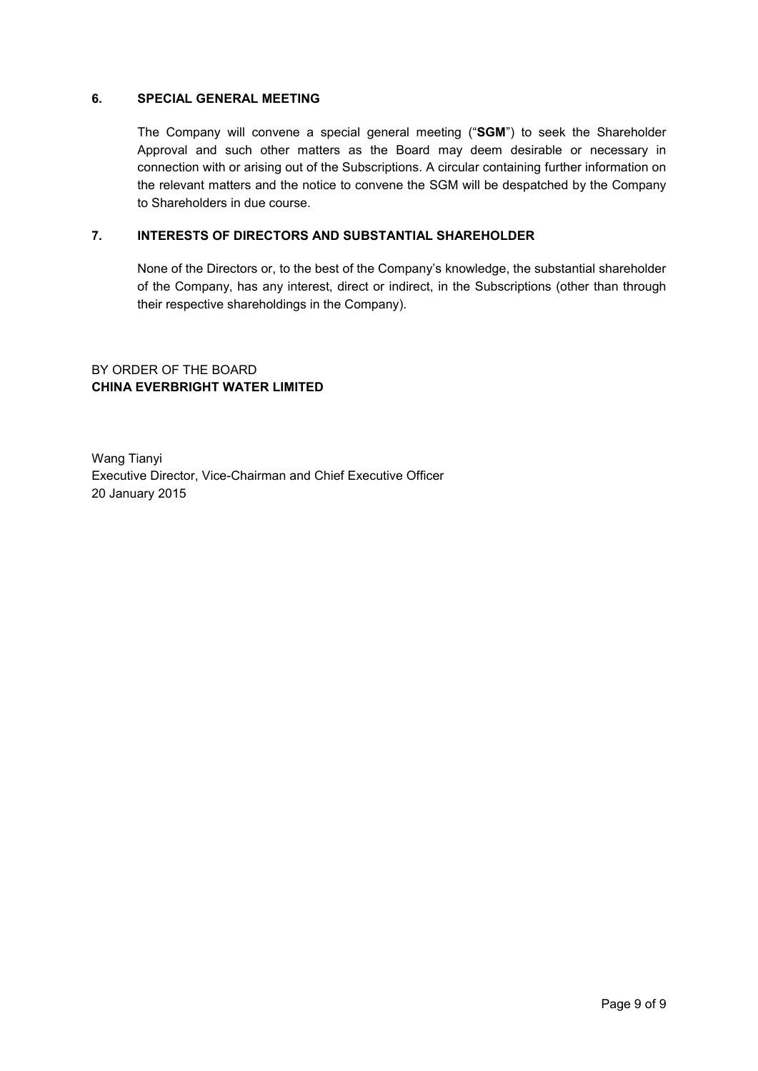## 6. SPECIAL GENERAL MEETING

The Company will convene a special general meeting ("**SGM**") to seek the Shareholder Approval and such other matters as the Board may deem desirable or necessary in connection with or arising out of the Subscriptions. A circular containing further information on the relevant matters and the notice to convene the SGM will be despatched by the Company to Shareholders in due course.

## 7. INTERESTS OF DIRECTORS AND SUBSTANTIAL SHAREHOLDER

None of the Directors or, to the best of the Company's knowledge, the substantial shareholder of the Company, has any interest, direct or indirect, in the Subscriptions (other than through their respective shareholdings in the Company).

BY ORDER OF THE BOARD
**CHINA EVERBRIGHT WATER LIMITED**

Wang Tianyi
Executive Director, Vice-Chairman and Chief Executive Officer
20 January 2015